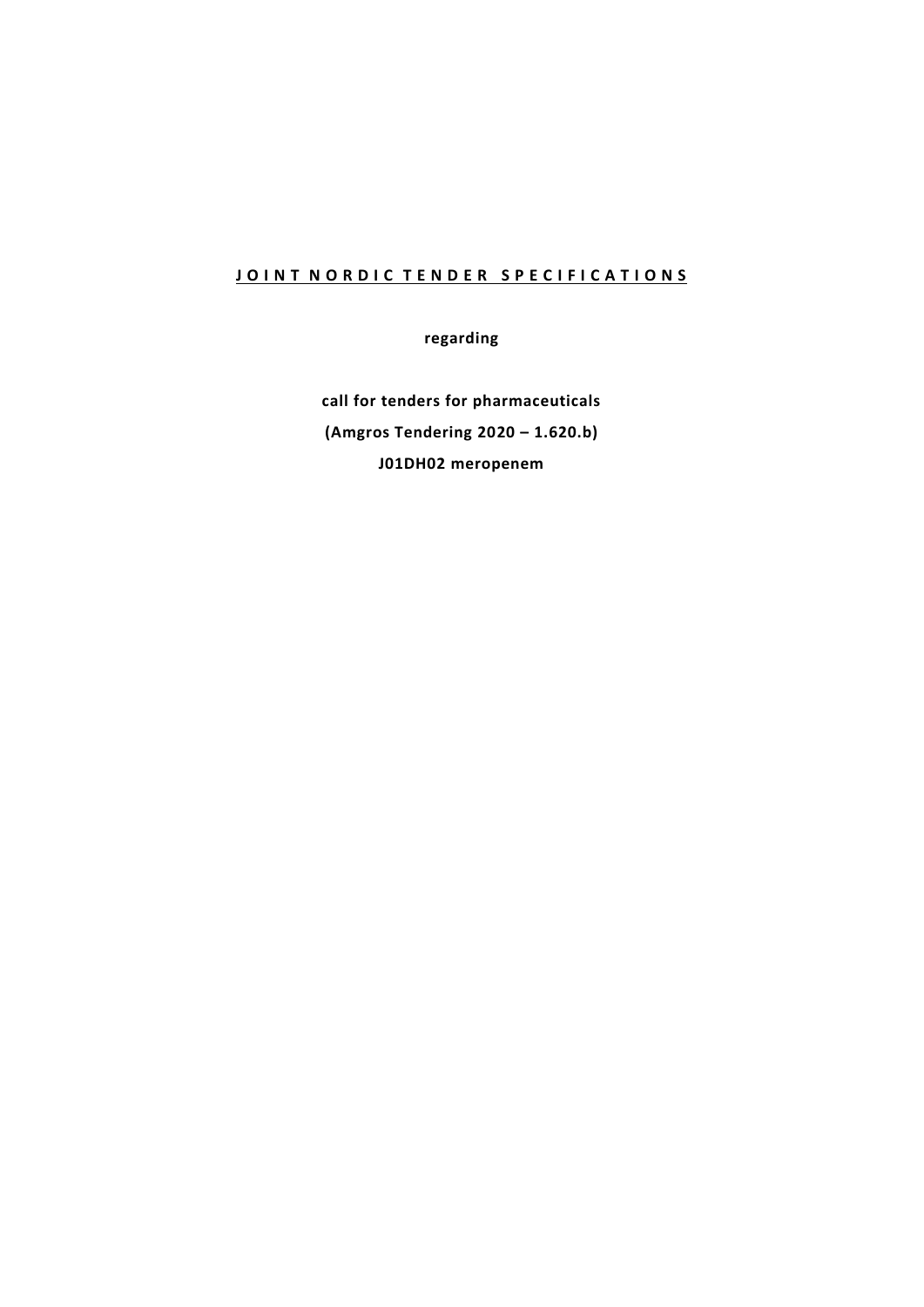# JOINT NORDIC TENDER SPECIFICATIONS

**regarding**

**call for tenders for pharmaceuticals**

**(Amgros Tendering 2020 – 1.620.b)**

**J01DH02 meropenem**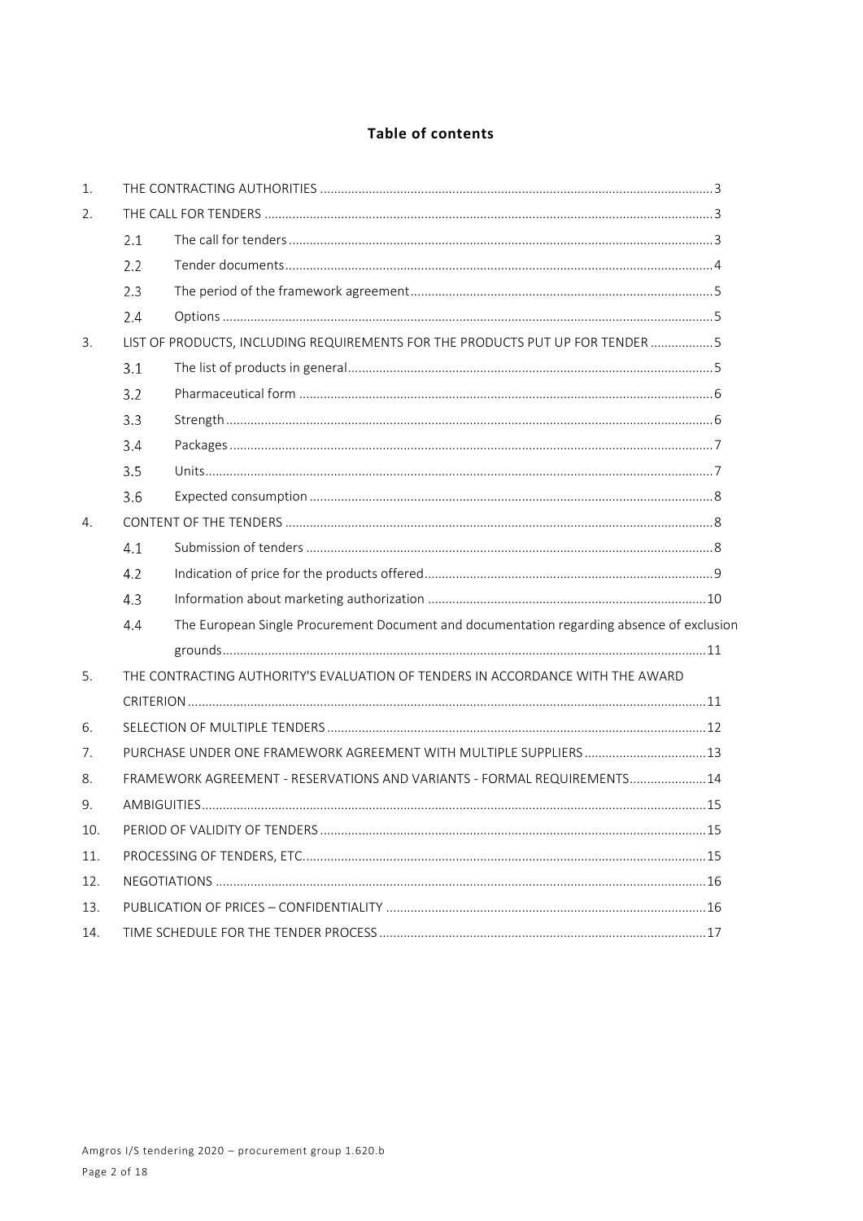## Table of contents

1. THE CONTRACTING AUTHORITIES ........ 3
2. THE CALL FOR TENDERS ........ 3
   - 2.1 The call for tenders ........ 3
   - 2.2 Tender documents ........ 4
   - 2.3 The period of the framework agreement ........ 5
   - 2.4 Options ........ 5
3. LIST OF PRODUCTS, INCLUDING REQUIREMENTS FOR THE PRODUCTS PUT UP FOR TENDER ........ 5
   - 3.1 The list of products in general ........ 5
   - 3.2 Pharmaceutical form ........ 6
   - 3.3 Strength ........ 6
   - 3.4 Packages ........ 7
   - 3.5 Units ........ 7
   - 3.6 Expected consumption ........ 8
4. CONTENT OF THE TENDERS ........ 8
   - 4.1 Submission of tenders ........ 8
   - 4.2 Indication of price for the products offered ........ 9
   - 4.3 Information about marketing authorization ........ 10
   - 4.4 The European Single Procurement Document and documentation regarding absence of exclusion grounds ........ 11
5. THE CONTRACTING AUTHORITY'S EVALUATION OF TENDERS IN ACCORDANCE WITH THE AWARD CRITERION ........ 11
6. SELECTION OF MULTIPLE TENDERS ........ 12
7. PURCHASE UNDER ONE FRAMEWORK AGREEMENT WITH MULTIPLE SUPPLIERS ........ 13
8. FRAMEWORK AGREEMENT - RESERVATIONS AND VARIANTS - FORMAL REQUIREMENTS ........ 14
9. AMBIGUITIES ........ 15
10. PERIOD OF VALIDITY OF TENDERS ........ 15
11. PROCESSING OF TENDERS, ETC. ........ 15
12. NEGOTIATIONS ........ 16
13. PUBLICATION OF PRICES – CONFIDENTIALITY ........ 16
14. TIME SCHEDULE FOR THE TENDER PROCESS ........ 17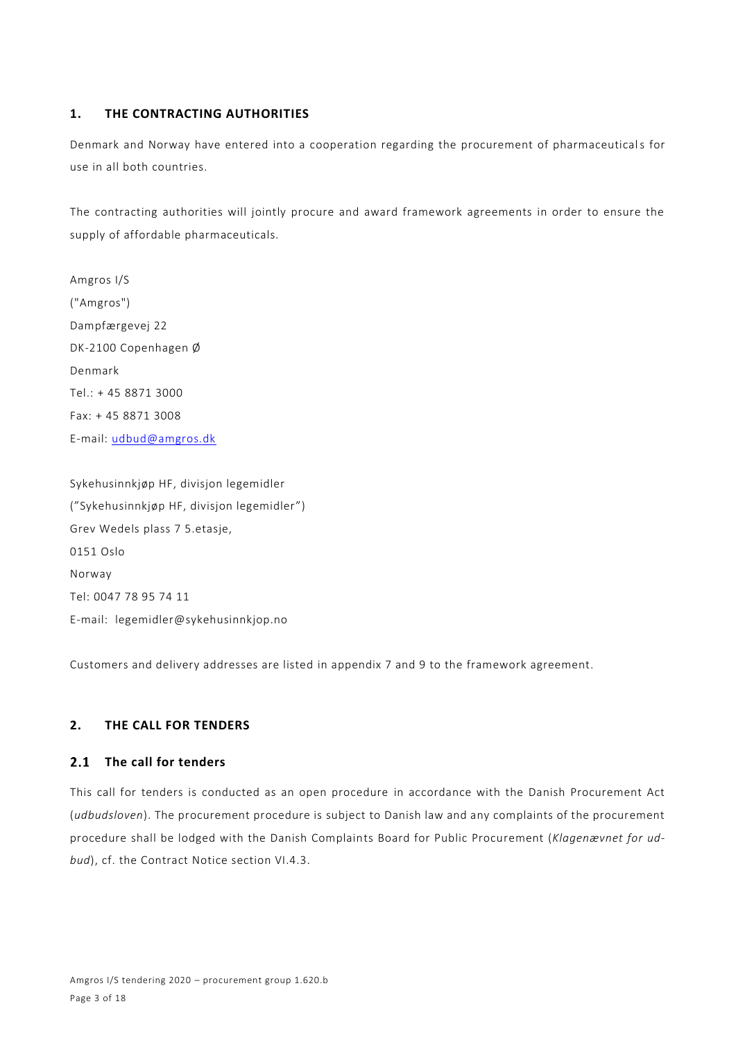## 1. THE CONTRACTING AUTHORITIES

Denmark and Norway have entered into a cooperation regarding the procurement of pharmaceuticals for use in all both countries.

The contracting authorities will jointly procure and award framework agreements in order to ensure the supply of affordable pharmaceuticals.

Amgros I/S  
("Amgros")  
Dampfærgevej 22  
DK-2100 Copenhagen Ø  
Denmark  
Tel.: + 45 8871 3000  
Fax: + 45 8871 3008  
E-mail: udbud@amgros.dk

Sykehusinnkjøp HF, divisjon legemidler  
("Sykehusinnkjøp HF, divisjon legemidler")  
Grev Wedels plass 7 5.etasje,  
0151 Oslo  
Norway  
Tel: 0047 78 95 74 11  
E-mail: legemidler@sykehusinnkjop.no

Customers and delivery addresses are listed in appendix 7 and 9 to the framework agreement.

## 2. THE CALL FOR TENDERS

### 2.1 The call for tenders

This call for tenders is conducted as an open procedure in accordance with the Danish Procurement Act (*udbudsloven*). The procurement procedure is subject to Danish law and any complaints of the procurement procedure shall be lodged with the Danish Complaints Board for Public Procurement (*Klagenævnet for udbud*), cf. the Contract Notice section VI.4.3.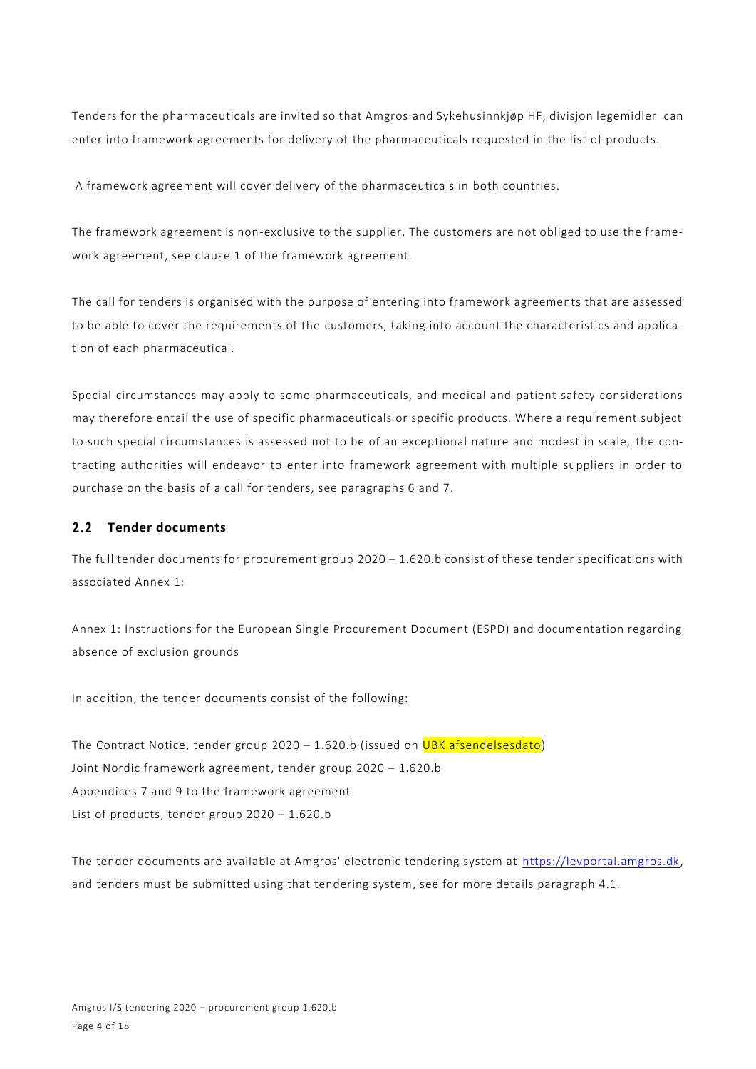Tenders for the pharmaceuticals are invited so that Amgros and Sykehusinnkjøp HF, divisjon legemidler can enter into framework agreements for delivery of the pharmaceuticals requested in the list of products.

A framework agreement will cover delivery of the pharmaceuticals in both countries.

The framework agreement is non-exclusive to the supplier. The customers are not obliged to use the framework agreement, see clause 1 of the framework agreement.

The call for tenders is organised with the purpose of entering into framework agreements that are assessed to be able to cover the requirements of the customers, taking into account the characteristics and application of each pharmaceutical.

Special circumstances may apply to some pharmaceuticals, and medical and patient safety considerations may therefore entail the use of specific pharmaceuticals or specific products. Where a requirement subject to such special circumstances is assessed not to be of an exceptional nature and modest in scale, the contracting authorities will endeavor to enter into framework agreement with multiple suppliers in order to purchase on the basis of a call for tenders, see paragraphs 6 and 7.

## 2.2 Tender documents

The full tender documents for procurement group 2020 – 1.620.b consist of these tender specifications with associated Annex 1:

Annex 1: Instructions for the European Single Procurement Document (ESPD) and documentation regarding absence of exclusion grounds

In addition, the tender documents consist of the following:

The Contract Notice, tender group 2020 – 1.620.b (issued on UBK afsendelsesdato)
Joint Nordic framework agreement, tender group 2020 – 1.620.b
Appendices 7 and 9 to the framework agreement
List of products, tender group 2020 – 1.620.b

The tender documents are available at Amgros' electronic tendering system at https://levportal.amgros.dk, and tenders must be submitted using that tendering system, see for more details paragraph 4.1.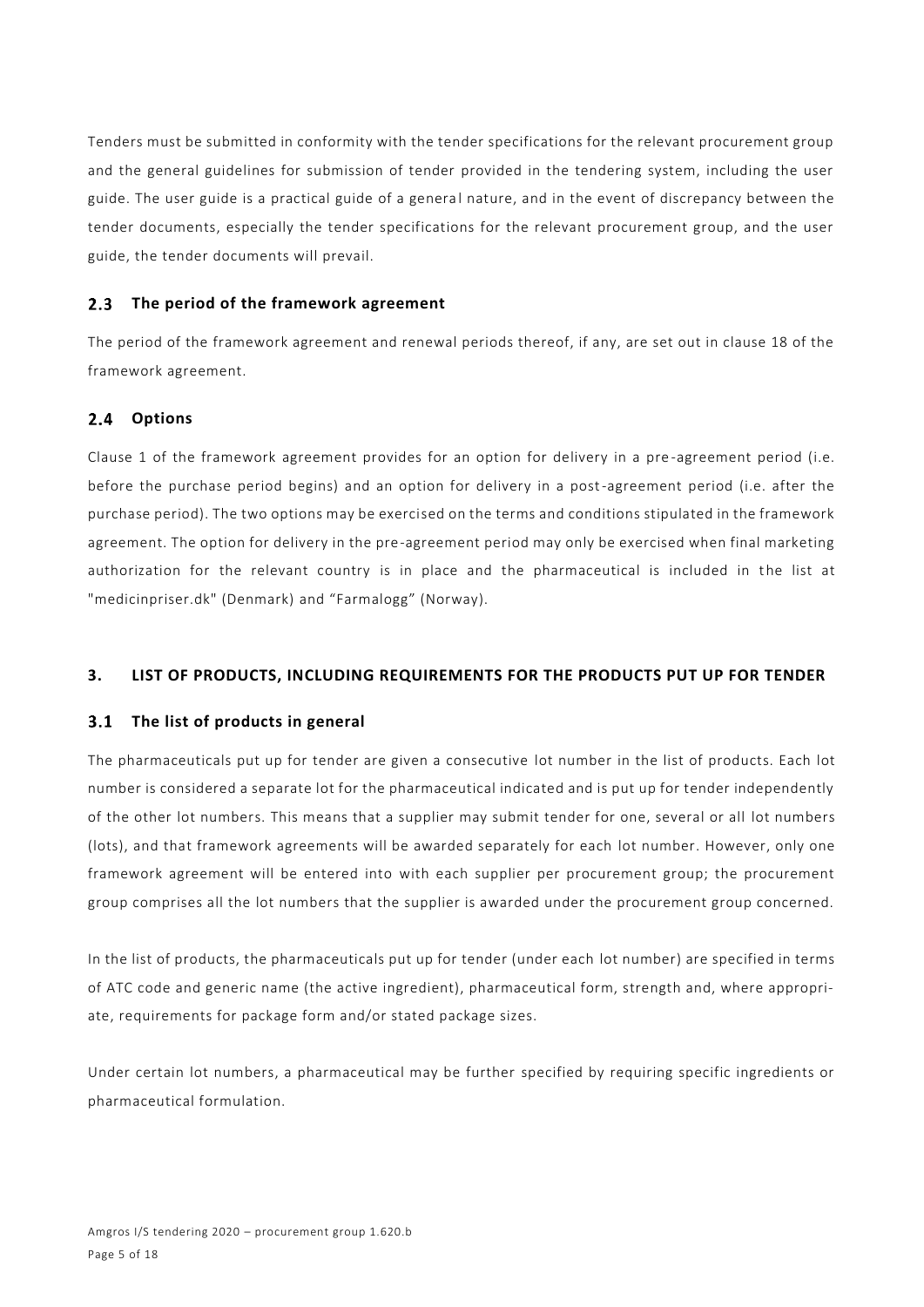Tenders must be submitted in conformity with the tender specifications for the relevant procurement group and the general guidelines for submission of tender provided in the tendering system, including the user guide. The user guide is a practical guide of a general nature, and in the event of discrepancy between the tender documents, especially the tender specifications for the relevant procurement group, and the user guide, the tender documents will prevail.

### 2.3 The period of the framework agreement

The period of the framework agreement and renewal periods thereof, if any, are set out in clause 18 of the framework agreement.

### 2.4 Options

Clause 1 of the framework agreement provides for an option for delivery in a pre-agreement period (i.e. before the purchase period begins) and an option for delivery in a post-agreement period (i.e. after the purchase period). The two options may be exercised on the terms and conditions stipulated in the framework agreement. The option for delivery in the pre-agreement period may only be exercised when final marketing authorization for the relevant country is in place and the pharmaceutical is included in the list at "medicinpriser.dk" (Denmark) and “Farmalogg” (Norway).

## 3. LIST OF PRODUCTS, INCLUDING REQUIREMENTS FOR THE PRODUCTS PUT UP FOR TENDER

### 3.1 The list of products in general

The pharmaceuticals put up for tender are given a consecutive lot number in the list of products. Each lot number is considered a separate lot for the pharmaceutical indicated and is put up for tender independently of the other lot numbers. This means that a supplier may submit tender for one, several or all lot numbers (lots), and that framework agreements will be awarded separately for each lot number. However, only one framework agreement will be entered into with each supplier per procurement group; the procurement group comprises all the lot numbers that the supplier is awarded under the procurement group concerned.

In the list of products, the pharmaceuticals put up for tender (under each lot number) are specified in terms of ATC code and generic name (the active ingredient), pharmaceutical form, strength and, where appropriate, requirements for package form and/or stated package sizes.

Under certain lot numbers, a pharmaceutical may be further specified by requiring specific ingredients or pharmaceutical formulation.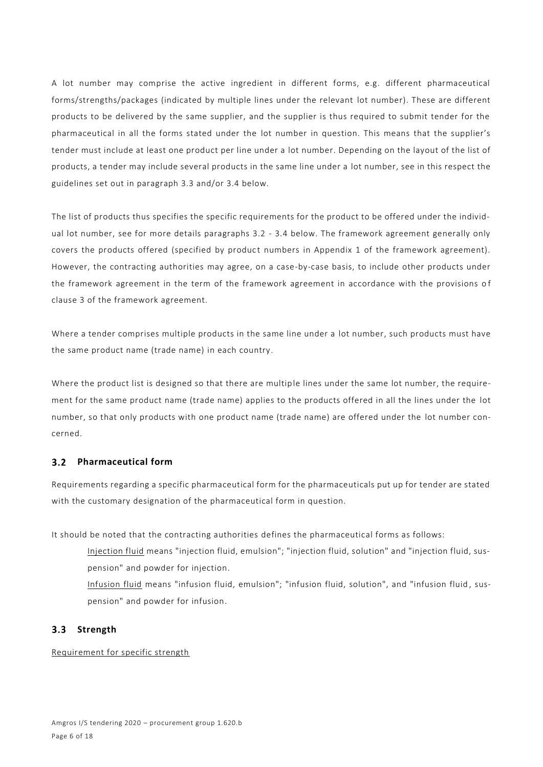A lot number may comprise the active ingredient in different forms, e.g. different pharmaceutical forms/strengths/packages (indicated by multiple lines under the relevant lot number). These are different products to be delivered by the same supplier, and the supplier is thus required to submit tender for the pharmaceutical in all the forms stated under the lot number in question. This means that the supplier's tender must include at least one product per line under a lot number. Depending on the layout of the list of products, a tender may include several products in the same line under a lot number, see in this respect the guidelines set out in paragraph 3.3 and/or 3.4 below.

The list of products thus specifies the specific requirements for the product to be offered under the individual lot number, see for more details paragraphs 3.2 - 3.4 below. The framework agreement generally only covers the products offered (specified by product numbers in Appendix 1 of the framework agreement). However, the contracting authorities may agree, on a case-by-case basis, to include other products under the framework agreement in the term of the framework agreement in accordance with the provisions of clause 3 of the framework agreement.

Where a tender comprises multiple products in the same line under a lot number, such products must have the same product name (trade name) in each country.

Where the product list is designed so that there are multiple lines under the same lot number, the requirement for the same product name (trade name) applies to the products offered in all the lines under the lot number, so that only products with one product name (trade name) are offered under the lot number concerned.

## 3.2 Pharmaceutical form

Requirements regarding a specific pharmaceutical form for the pharmaceuticals put up for tender are stated with the customary designation of the pharmaceutical form in question.

It should be noted that the contracting authorities defines the pharmaceutical forms as follows:

Injection fluid means "injection fluid, emulsion"; "injection fluid, solution" and "injection fluid, suspension" and powder for injection.

Infusion fluid means "infusion fluid, emulsion"; "infusion fluid, solution", and "infusion fluid, suspension" and powder for infusion.

## 3.3 Strength

Requirement for specific strength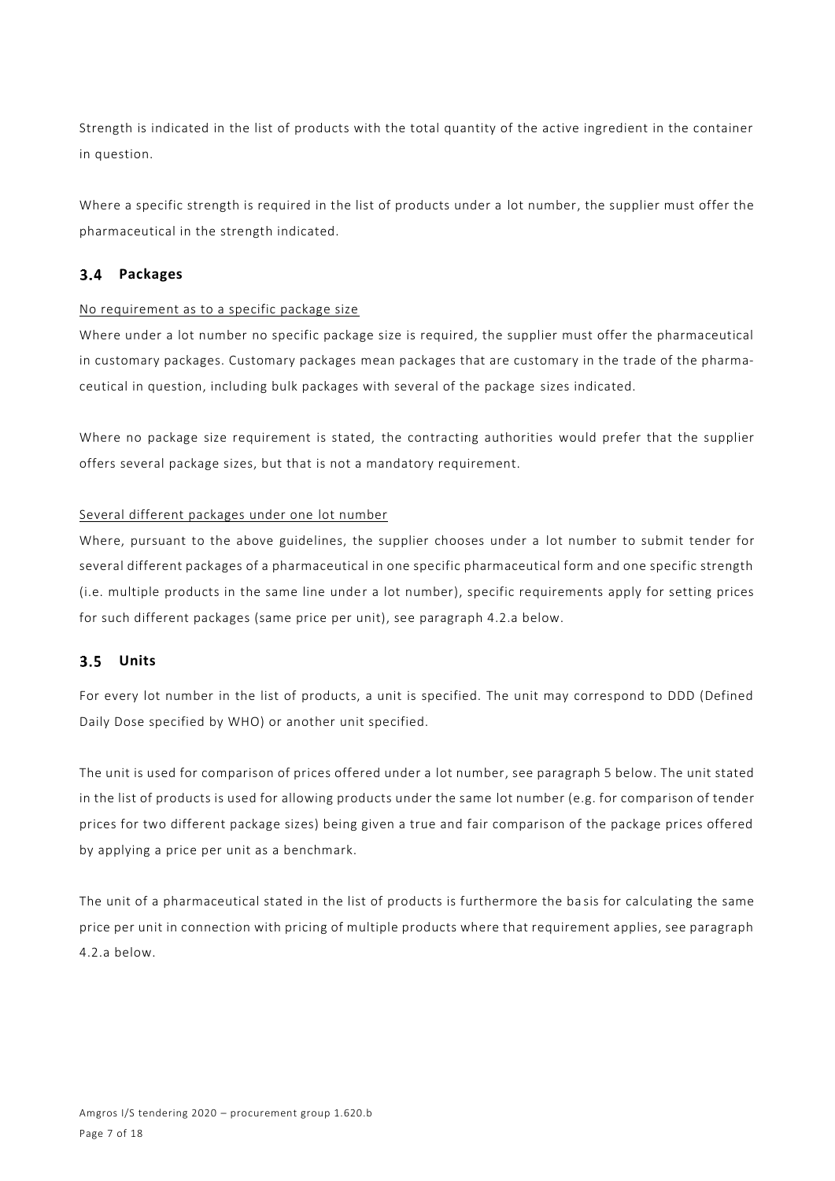Strength is indicated in the list of products with the total quantity of the active ingredient in the container in question.

Where a specific strength is required in the list of products under a lot number, the supplier must offer the pharmaceutical in the strength indicated.

### 3.4 Packages

<u>No requirement as to a specific package size</u>

Where under a lot number no specific package size is required, the supplier must offer the pharmaceutical in customary packages. Customary packages mean packages that are customary in the trade of the pharmaceutical in question, including bulk packages with several of the package sizes indicated.

Where no package size requirement is stated, the contracting authorities would prefer that the supplier offers several package sizes, but that is not a mandatory requirement.

<u>Several different packages under one lot number</u>

Where, pursuant to the above guidelines, the supplier chooses under a lot number to submit tender for several different packages of a pharmaceutical in one specific pharmaceutical form and one specific strength (i.e. multiple products in the same line under a lot number), specific requirements apply for setting prices for such different packages (same price per unit), see paragraph 4.2.a below.

### 3.5 Units

For every lot number in the list of products, a unit is specified. The unit may correspond to DDD (Defined Daily Dose specified by WHO) or another unit specified.

The unit is used for comparison of prices offered under a lot number, see paragraph 5 below. The unit stated in the list of products is used for allowing products under the same lot number (e.g. for comparison of tender prices for two different package sizes) being given a true and fair comparison of the package prices offered by applying a price per unit as a benchmark.

The unit of a pharmaceutical stated in the list of products is furthermore the basis for calculating the same price per unit in connection with pricing of multiple products where that requirement applies, see paragraph 4.2.a below.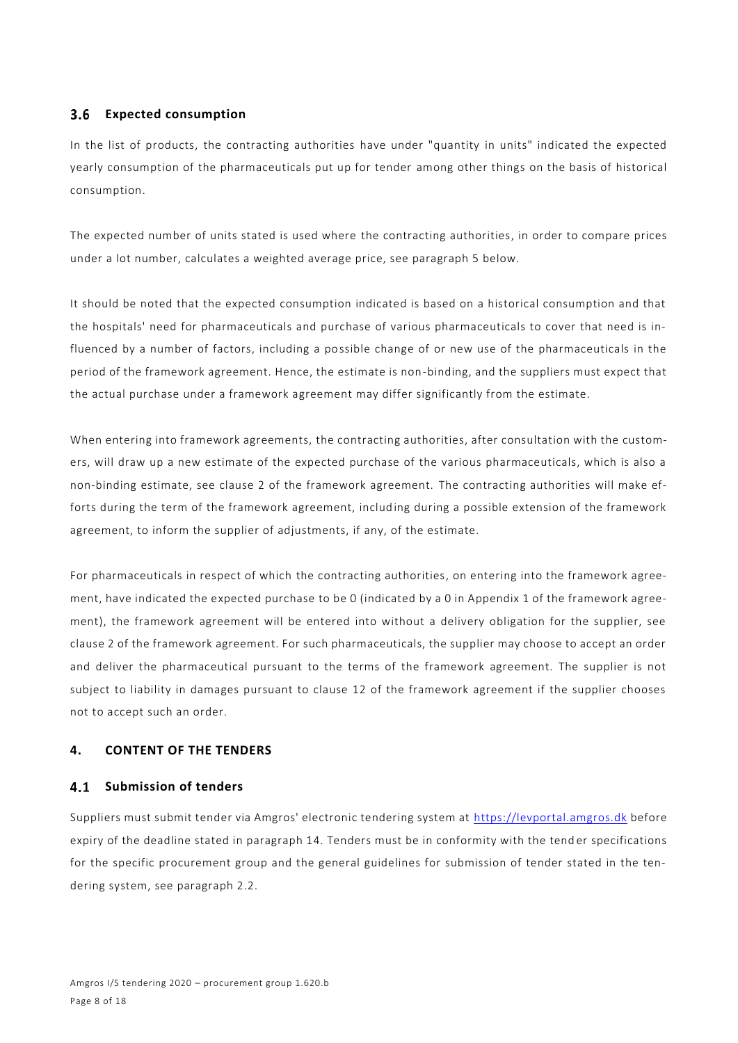### 3.6 Expected consumption

In the list of products, the contracting authorities have under "quantity in units" indicated the expected yearly consumption of the pharmaceuticals put up for tender among other things on the basis of historical consumption.

The expected number of units stated is used where the contracting authorities, in order to compare prices under a lot number, calculates a weighted average price, see paragraph 5 below.

It should be noted that the expected consumption indicated is based on a historical consumption and that the hospitals' need for pharmaceuticals and purchase of various pharmaceuticals to cover that need is influenced by a number of factors, including a possible change of or new use of the pharmaceuticals in the period of the framework agreement. Hence, the estimate is non-binding, and the suppliers must expect that the actual purchase under a framework agreement may differ significantly from the estimate.

When entering into framework agreements, the contracting authorities, after consultation with the customers, will draw up a new estimate of the expected purchase of the various pharmaceuticals, which is also a non-binding estimate, see clause 2 of the framework agreement. The contracting authorities will make efforts during the term of the framework agreement, including during a possible extension of the framework agreement, to inform the supplier of adjustments, if any, of the estimate.

For pharmaceuticals in respect of which the contracting authorities, on entering into the framework agreement, have indicated the expected purchase to be 0 (indicated by a 0 in Appendix 1 of the framework agreement), the framework agreement will be entered into without a delivery obligation for the supplier, see clause 2 of the framework agreement. For such pharmaceuticals, the supplier may choose to accept an order and deliver the pharmaceutical pursuant to the terms of the framework agreement. The supplier is not subject to liability in damages pursuant to clause 12 of the framework agreement if the supplier chooses not to accept such an order.

## 4. CONTENT OF THE TENDERS

### 4.1 Submission of tenders

Suppliers must submit tender via Amgros' electronic tendering system at https://levportal.amgros.dk before expiry of the deadline stated in paragraph 14. Tenders must be in conformity with the tender specifications for the specific procurement group and the general guidelines for submission of tender stated in the tendering system, see paragraph 2.2.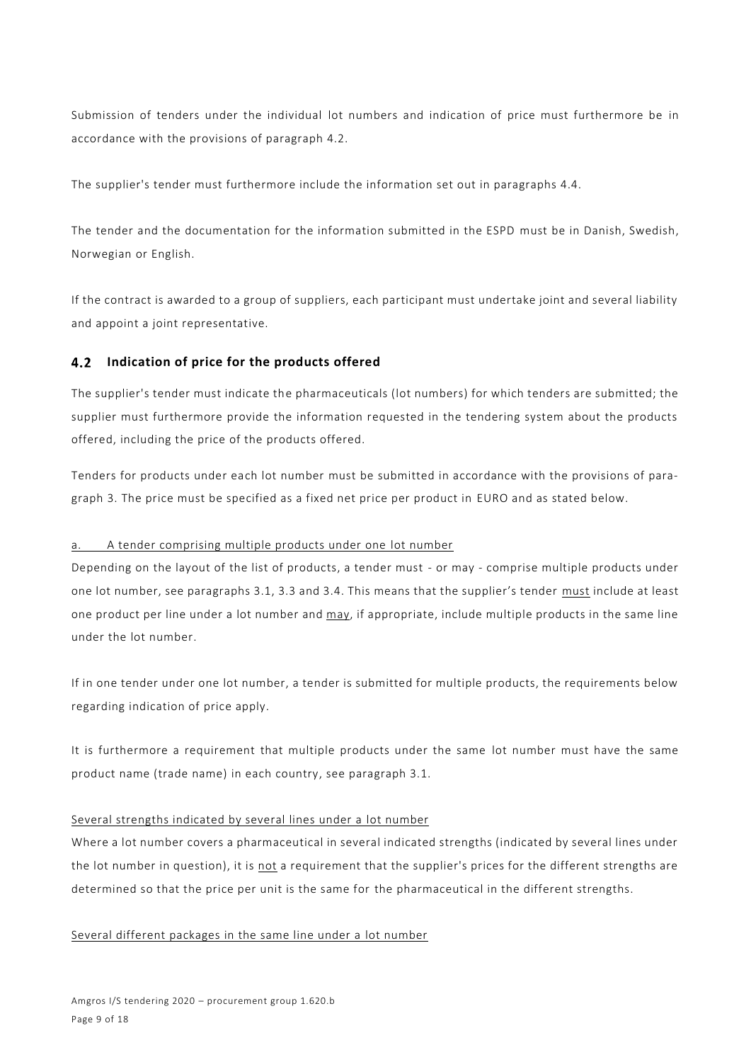Submission of tenders under the individual lot numbers and indication of price must furthermore be in accordance with the provisions of paragraph 4.2.

The supplier's tender must furthermore include the information set out in paragraphs 4.4.

The tender and the documentation for the information submitted in the ESPD must be in Danish, Swedish, Norwegian or English.

If the contract is awarded to a group of suppliers, each participant must undertake joint and several liability and appoint a joint representative.

## 4.2 Indication of price for the products offered

The supplier's tender must indicate the pharmaceuticals (lot numbers) for which tenders are submitted; the supplier must furthermore provide the information requested in the tendering system about the products offered, including the price of the products offered.

Tenders for products under each lot number must be submitted in accordance with the provisions of paragraph 3. The price must be specified as a fixed net price per product in EURO and as stated below.

a. A tender comprising multiple products under one lot number

Depending on the layout of the list of products, a tender must - or may - comprise multiple products under one lot number, see paragraphs 3.1, 3.3 and 3.4. This means that the supplier's tender must include at least one product per line under a lot number and may, if appropriate, include multiple products in the same line under the lot number.

If in one tender under one lot number, a tender is submitted for multiple products, the requirements below regarding indication of price apply.

It is furthermore a requirement that multiple products under the same lot number must have the same product name (trade name) in each country, see paragraph 3.1.

Several strengths indicated by several lines under a lot number

Where a lot number covers a pharmaceutical in several indicated strengths (indicated by several lines under the lot number in question), it is not a requirement that the supplier's prices for the different strengths are determined so that the price per unit is the same for the pharmaceutical in the different strengths.

Several different packages in the same line under a lot number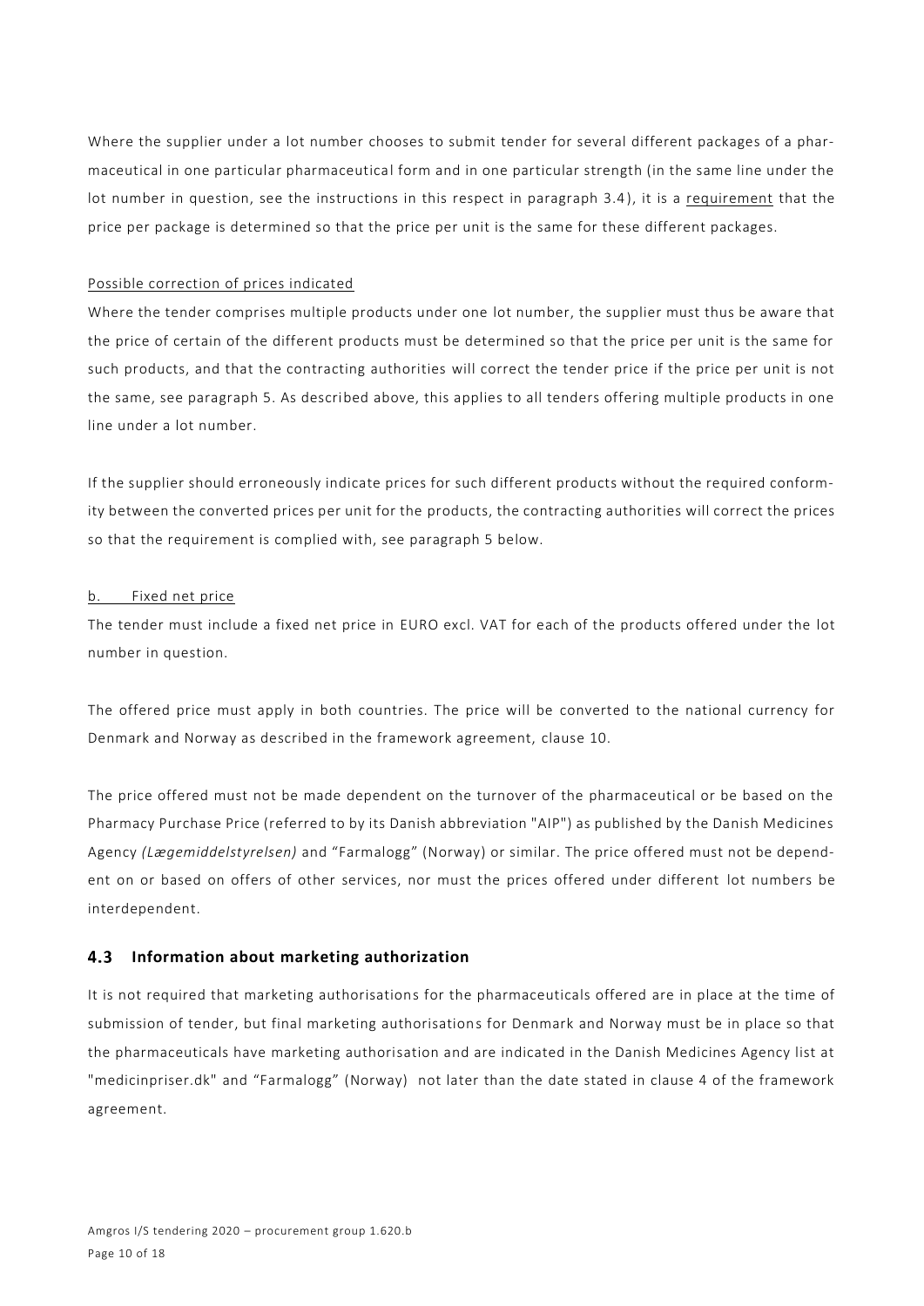Where the supplier under a lot number chooses to submit tender for several different packages of a pharmaceutical in one particular pharmaceutical form and in one particular strength (in the same line under the lot number in question, see the instructions in this respect in paragraph 3.4), it is a requirement that the price per package is determined so that the price per unit is the same for these different packages.

Possible correction of prices indicated

Where the tender comprises multiple products under one lot number, the supplier must thus be aware that the price of certain of the different products must be determined so that the price per unit is the same for such products, and that the contracting authorities will correct the tender price if the price per unit is not the same, see paragraph 5. As described above, this applies to all tenders offering multiple products in one line under a lot number.

If the supplier should erroneously indicate prices for such different products without the required conformity between the converted prices per unit for the products, the contracting authorities will correct the prices so that the requirement is complied with, see paragraph 5 below.

b. Fixed net price

The tender must include a fixed net price in EURO excl. VAT for each of the products offered under the lot number in question.

The offered price must apply in both countries. The price will be converted to the national currency for Denmark and Norway as described in the framework agreement, clause 10.

The price offered must not be made dependent on the turnover of the pharmaceutical or be based on the Pharmacy Purchase Price (referred to by its Danish abbreviation "AIP") as published by the Danish Medicines Agency *(Lægemiddelstyrelsen)* and "Farmalogg" (Norway) or similar. The price offered must not be dependent on or based on offers of other services, nor must the prices offered under different lot numbers be interdependent.

### 4.3 Information about marketing authorization

It is not required that marketing authorisations for the pharmaceuticals offered are in place at the time of submission of tender, but final marketing authorisations for Denmark and Norway must be in place so that the pharmaceuticals have marketing authorisation and are indicated in the Danish Medicines Agency list at "medicinpriser.dk" and "Farmalogg" (Norway) not later than the date stated in clause 4 of the framework agreement.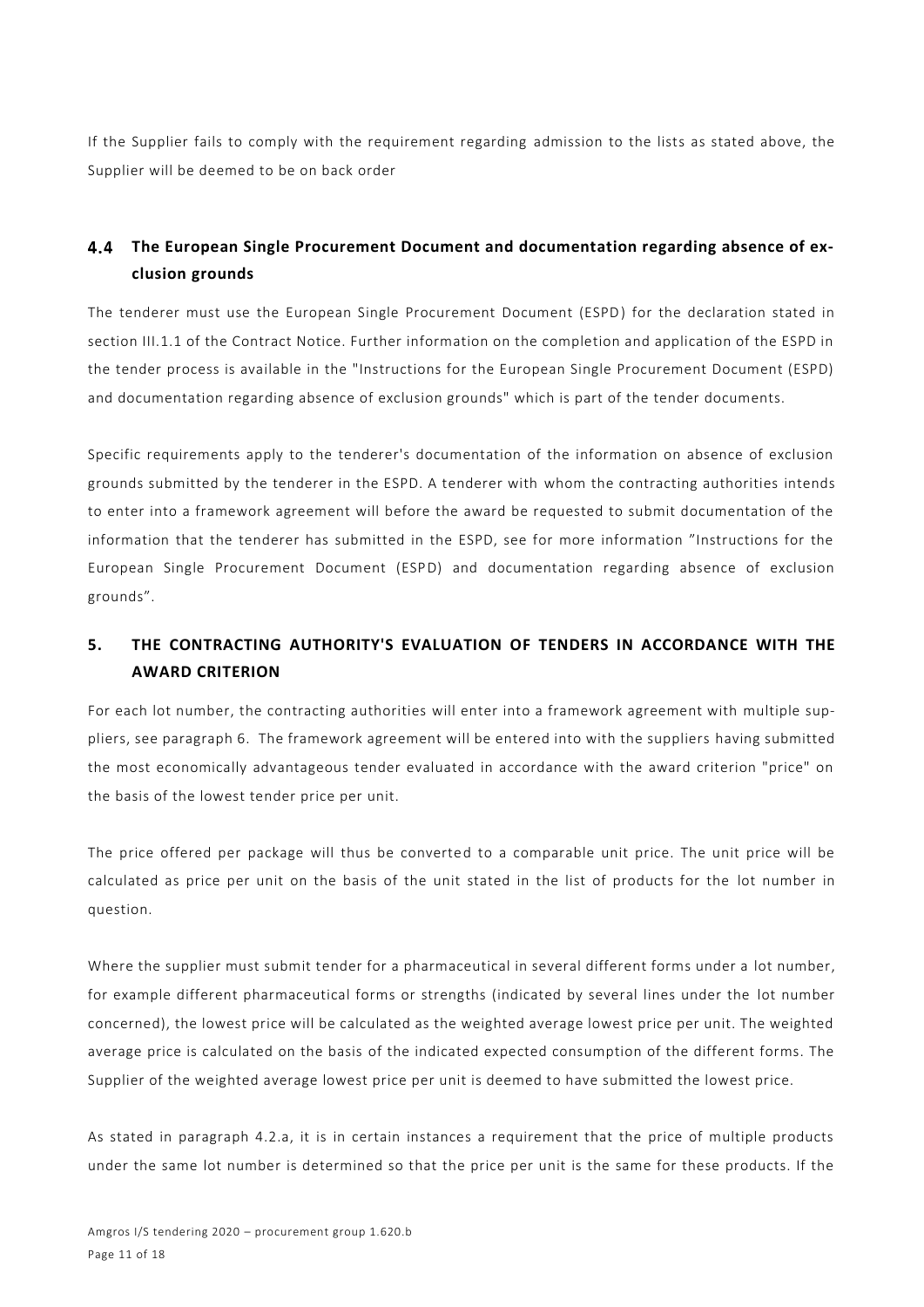If the Supplier fails to comply with the requirement regarding admission to the lists as stated above, the Supplier will be deemed to be on back order

### 4.4 The European Single Procurement Document and documentation regarding absence of exclusion grounds

The tenderer must use the European Single Procurement Document (ESPD) for the declaration stated in section III.1.1 of the Contract Notice. Further information on the completion and application of the ESPD in the tender process is available in the "Instructions for the European Single Procurement Document (ESPD) and documentation regarding absence of exclusion grounds" which is part of the tender documents.

Specific requirements apply to the tenderer's documentation of the information on absence of exclusion grounds submitted by the tenderer in the ESPD. A tenderer with whom the contracting authorities intends to enter into a framework agreement will before the award be requested to submit documentation of the information that the tenderer has submitted in the ESPD, see for more information "Instructions for the European Single Procurement Document (ESPD) and documentation regarding absence of exclusion grounds".

## 5. THE CONTRACTING AUTHORITY'S EVALUATION OF TENDERS IN ACCORDANCE WITH THE AWARD CRITERION

For each lot number, the contracting authorities will enter into a framework agreement with multiple suppliers, see paragraph 6. The framework agreement will be entered into with the suppliers having submitted the most economically advantageous tender evaluated in accordance with the award criterion "price" on the basis of the lowest tender price per unit.

The price offered per package will thus be converted to a comparable unit price. The unit price will be calculated as price per unit on the basis of the unit stated in the list of products for the lot number in question.

Where the supplier must submit tender for a pharmaceutical in several different forms under a lot number, for example different pharmaceutical forms or strengths (indicated by several lines under the lot number concerned), the lowest price will be calculated as the weighted average lowest price per unit. The weighted average price is calculated on the basis of the indicated expected consumption of the different forms. The Supplier of the weighted average lowest price per unit is deemed to have submitted the lowest price.

As stated in paragraph 4.2.a, it is in certain instances a requirement that the price of multiple products under the same lot number is determined so that the price per unit is the same for these products. If the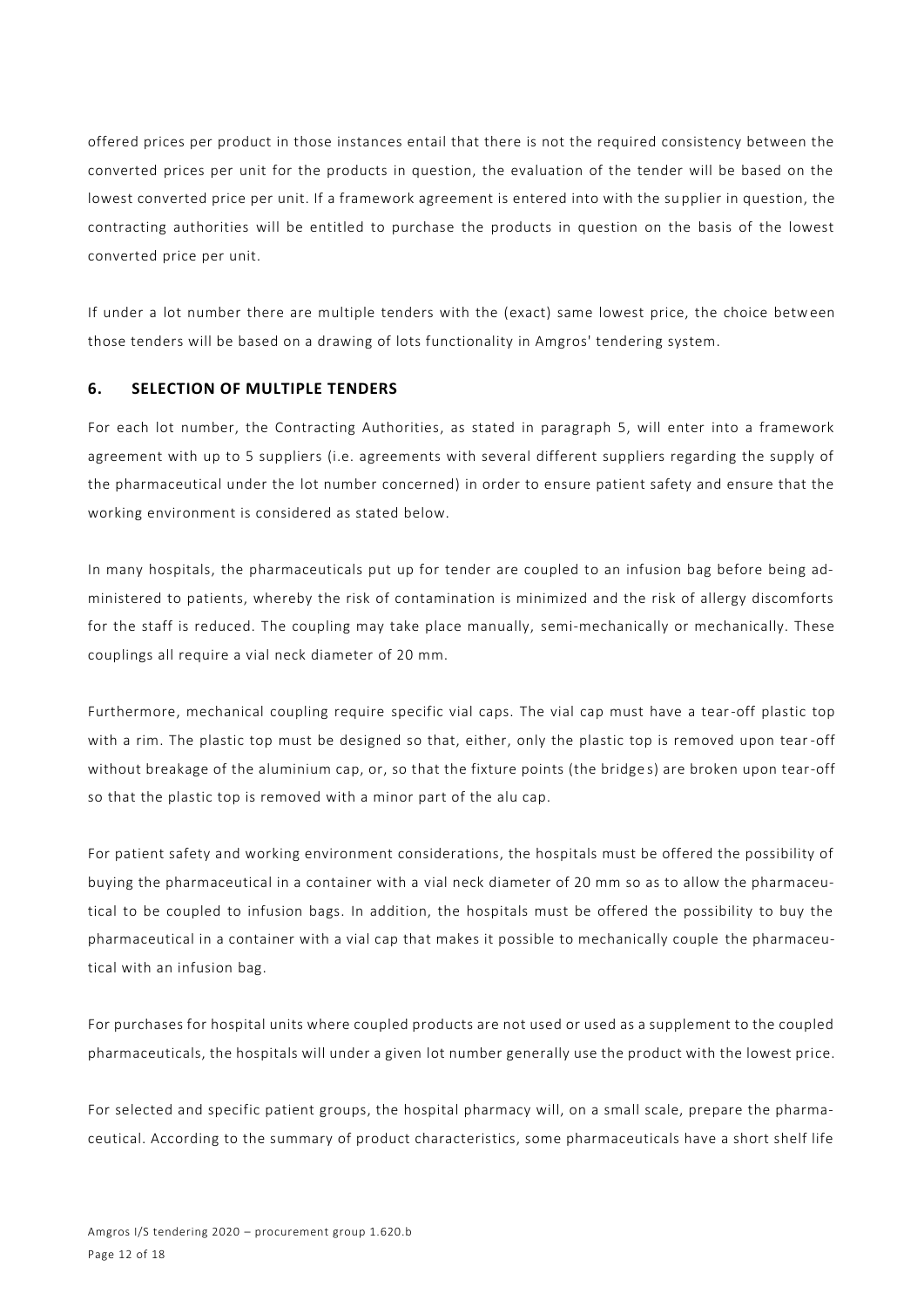offered prices per product in those instances entail that there is not the required consistency between the converted prices per unit for the products in question, the evaluation of the tender will be based on the lowest converted price per unit. If a framework agreement is entered into with the supplier in question, the contracting authorities will be entitled to purchase the products in question on the basis of the lowest converted price per unit.

If under a lot number there are multiple tenders with the (exact) same lowest price, the choice between those tenders will be based on a drawing of lots functionality in Amgros' tendering system.

## 6. SELECTION OF MULTIPLE TENDERS

For each lot number, the Contracting Authorities, as stated in paragraph 5, will enter into a framework agreement with up to 5 suppliers (i.e. agreements with several different suppliers regarding the supply of the pharmaceutical under the lot number concerned) in order to ensure patient safety and ensure that the working environment is considered as stated below.

In many hospitals, the pharmaceuticals put up for tender are coupled to an infusion bag before being administered to patients, whereby the risk of contamination is minimized and the risk of allergy discomforts for the staff is reduced. The coupling may take place manually, semi-mechanically or mechanically. These couplings all require a vial neck diameter of 20 mm.

Furthermore, mechanical coupling require specific vial caps. The vial cap must have a tear-off plastic top with a rim. The plastic top must be designed so that, either, only the plastic top is removed upon tear-off without breakage of the aluminium cap, or, so that the fixture points (the bridges) are broken upon tear-off so that the plastic top is removed with a minor part of the alu cap.

For patient safety and working environment considerations, the hospitals must be offered the possibility of buying the pharmaceutical in a container with a vial neck diameter of 20 mm so as to allow the pharmaceutical to be coupled to infusion bags. In addition, the hospitals must be offered the possibility to buy the pharmaceutical in a container with a vial cap that makes it possible to mechanically couple the pharmaceutical with an infusion bag.

For purchases for hospital units where coupled products are not used or used as a supplement to the coupled pharmaceuticals, the hospitals will under a given lot number generally use the product with the lowest price.

For selected and specific patient groups, the hospital pharmacy will, on a small scale, prepare the pharmaceutical. According to the summary of product characteristics, some pharmaceuticals have a short shelf life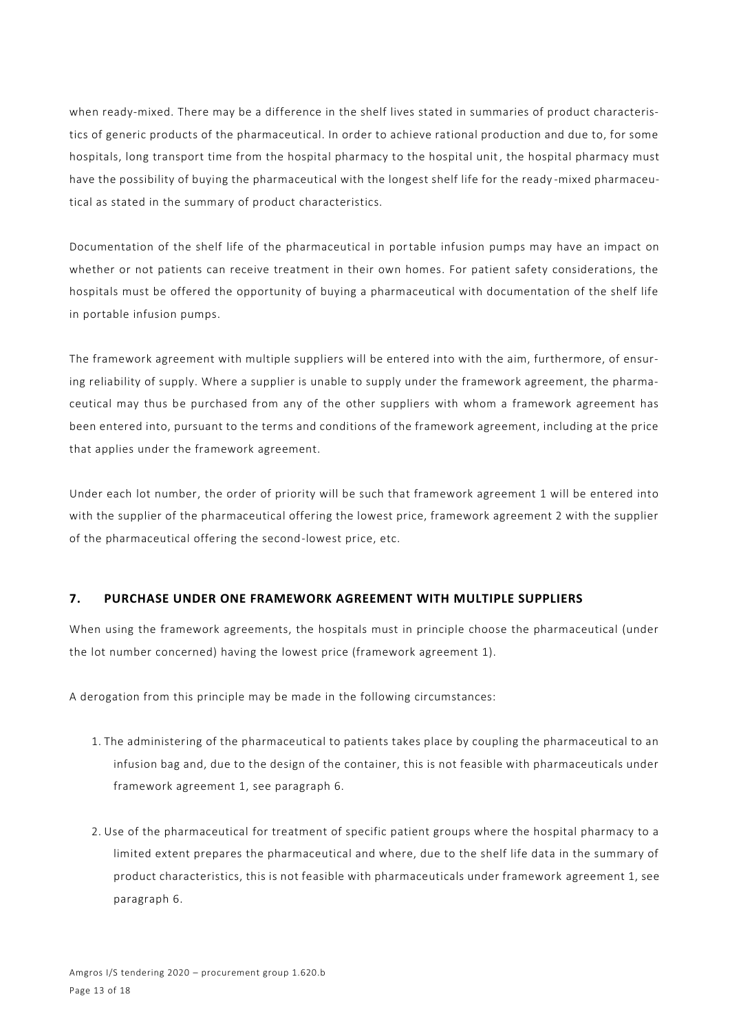when ready-mixed. There may be a difference in the shelf lives stated in summaries of product characteristics of generic products of the pharmaceutical. In order to achieve rational production and due to, for some hospitals, long transport time from the hospital pharmacy to the hospital unit, the hospital pharmacy must have the possibility of buying the pharmaceutical with the longest shelf life for the ready-mixed pharmaceutical as stated in the summary of product characteristics.

Documentation of the shelf life of the pharmaceutical in portable infusion pumps may have an impact on whether or not patients can receive treatment in their own homes. For patient safety considerations, the hospitals must be offered the opportunity of buying a pharmaceutical with documentation of the shelf life in portable infusion pumps.

The framework agreement with multiple suppliers will be entered into with the aim, furthermore, of ensuring reliability of supply. Where a supplier is unable to supply under the framework agreement, the pharmaceutical may thus be purchased from any of the other suppliers with whom a framework agreement has been entered into, pursuant to the terms and conditions of the framework agreement, including at the price that applies under the framework agreement.

Under each lot number, the order of priority will be such that framework agreement 1 will be entered into with the supplier of the pharmaceutical offering the lowest price, framework agreement 2 with the supplier of the pharmaceutical offering the second-lowest price, etc.

## 7. PURCHASE UNDER ONE FRAMEWORK AGREEMENT WITH MULTIPLE SUPPLIERS

When using the framework agreements, the hospitals must in principle choose the pharmaceutical (under the lot number concerned) having the lowest price (framework agreement 1).

A derogation from this principle may be made in the following circumstances:

1. The administering of the pharmaceutical to patients takes place by coupling the pharmaceutical to an infusion bag and, due to the design of the container, this is not feasible with pharmaceuticals under framework agreement 1, see paragraph 6.

2. Use of the pharmaceutical for treatment of specific patient groups where the hospital pharmacy to a limited extent prepares the pharmaceutical and where, due to the shelf life data in the summary of product characteristics, this is not feasible with pharmaceuticals under framework agreement 1, see paragraph 6.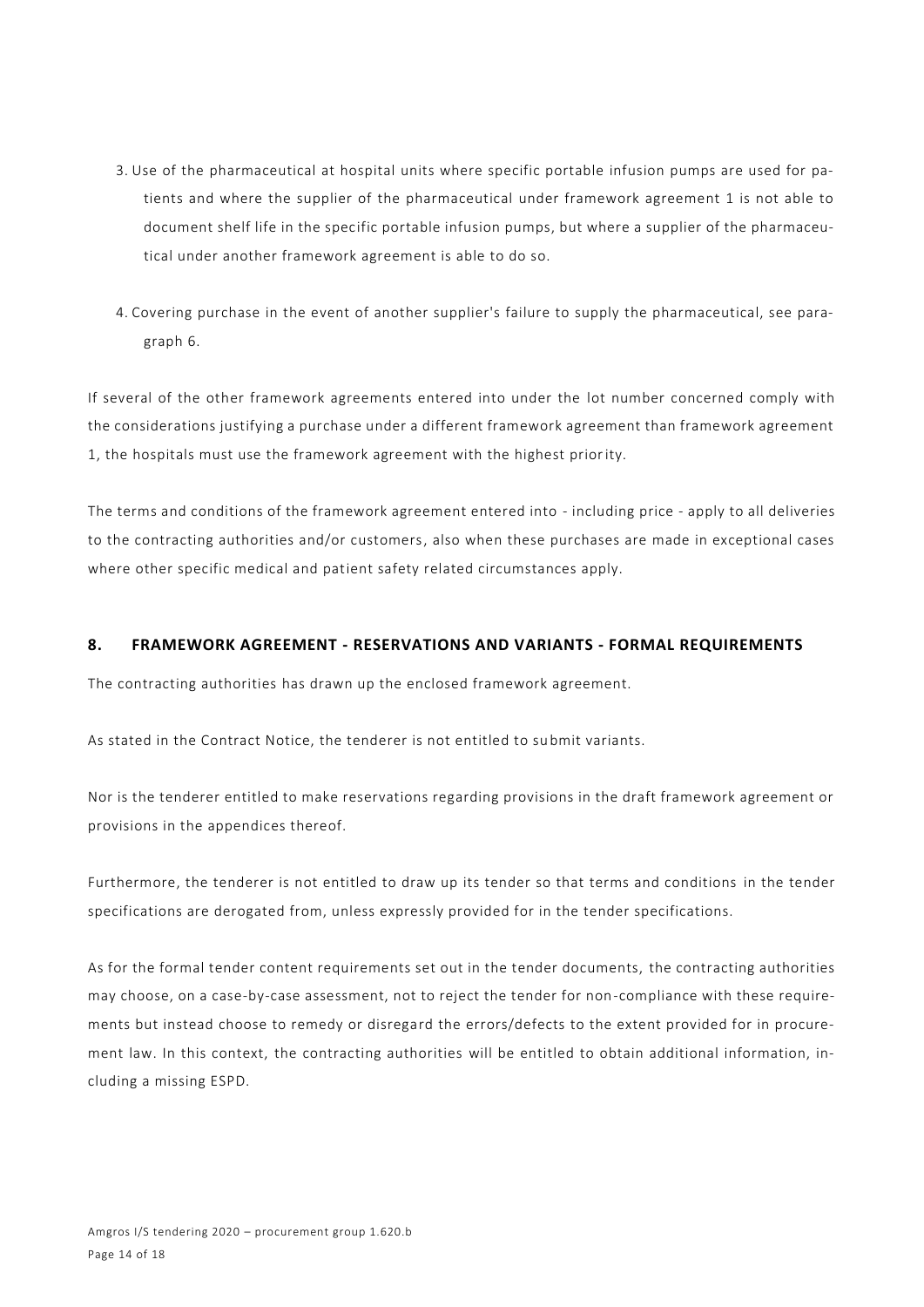3. Use of the pharmaceutical at hospital units where specific portable infusion pumps are used for patients and where the supplier of the pharmaceutical under framework agreement 1 is not able to document shelf life in the specific portable infusion pumps, but where a supplier of the pharmaceutical under another framework agreement is able to do so.

4. Covering purchase in the event of another supplier's failure to supply the pharmaceutical, see paragraph 6.

If several of the other framework agreements entered into under the lot number concerned comply with the considerations justifying a purchase under a different framework agreement than framework agreement 1, the hospitals must use the framework agreement with the highest priority.

The terms and conditions of the framework agreement entered into - including price - apply to all deliveries to the contracting authorities and/or customers, also when these purchases are made in exceptional cases where other specific medical and patient safety related circumstances apply.

## 8. FRAMEWORK AGREEMENT - RESERVATIONS AND VARIANTS - FORMAL REQUIREMENTS

The contracting authorities has drawn up the enclosed framework agreement.

As stated in the Contract Notice, the tenderer is not entitled to submit variants.

Nor is the tenderer entitled to make reservations regarding provisions in the draft framework agreement or provisions in the appendices thereof.

Furthermore, the tenderer is not entitled to draw up its tender so that terms and conditions in the tender specifications are derogated from, unless expressly provided for in the tender specifications.

As for the formal tender content requirements set out in the tender documents, the contracting authorities may choose, on a case-by-case assessment, not to reject the tender for non-compliance with these requirements but instead choose to remedy or disregard the errors/defects to the extent provided for in procurement law. In this context, the contracting authorities will be entitled to obtain additional information, including a missing ESPD.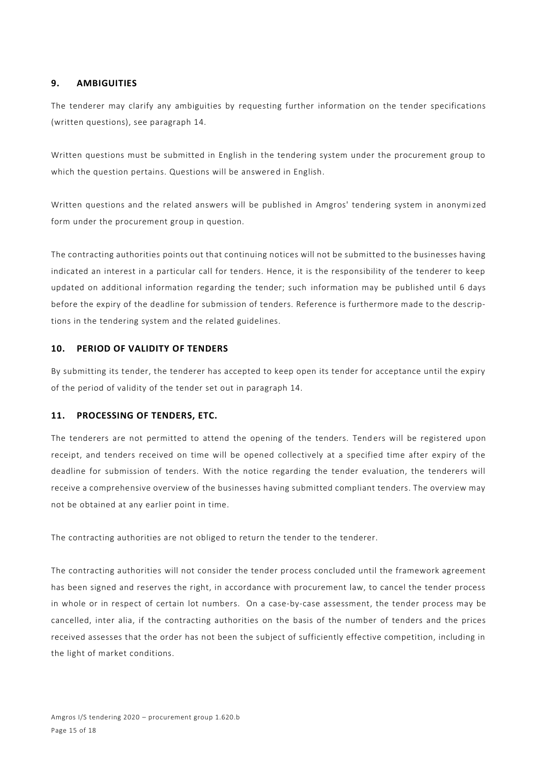## 9. AMBIGUITIES

The tenderer may clarify any ambiguities by requesting further information on the tender specifications (written questions), see paragraph 14.

Written questions must be submitted in English in the tendering system under the procurement group to which the question pertains. Questions will be answered in English.

Written questions and the related answers will be published in Amgros' tendering system in anonymized form under the procurement group in question.

The contracting authorities points out that continuing notices will not be submitted to the businesses having indicated an interest in a particular call for tenders. Hence, it is the responsibility of the tenderer to keep updated on additional information regarding the tender; such information may be published until 6 days before the expiry of the deadline for submission of tenders. Reference is furthermore made to the descriptions in the tendering system and the related guidelines.

## 10. PERIOD OF VALIDITY OF TENDERS

By submitting its tender, the tenderer has accepted to keep open its tender for acceptance until the expiry of the period of validity of the tender set out in paragraph 14.

## 11. PROCESSING OF TENDERS, ETC.

The tenderers are not permitted to attend the opening of the tenders. Tenders will be registered upon receipt, and tenders received on time will be opened collectively at a specified time after expiry of the deadline for submission of tenders. With the notice regarding the tender evaluation, the tenderers will receive a comprehensive overview of the businesses having submitted compliant tenders. The overview may not be obtained at any earlier point in time.

The contracting authorities are not obliged to return the tender to the tenderer.

The contracting authorities will not consider the tender process concluded until the framework agreement has been signed and reserves the right, in accordance with procurement law, to cancel the tender process in whole or in respect of certain lot numbers. On a case-by-case assessment, the tender process may be cancelled, inter alia, if the contracting authorities on the basis of the number of tenders and the prices received assesses that the order has not been the subject of sufficiently effective competition, including in the light of market conditions.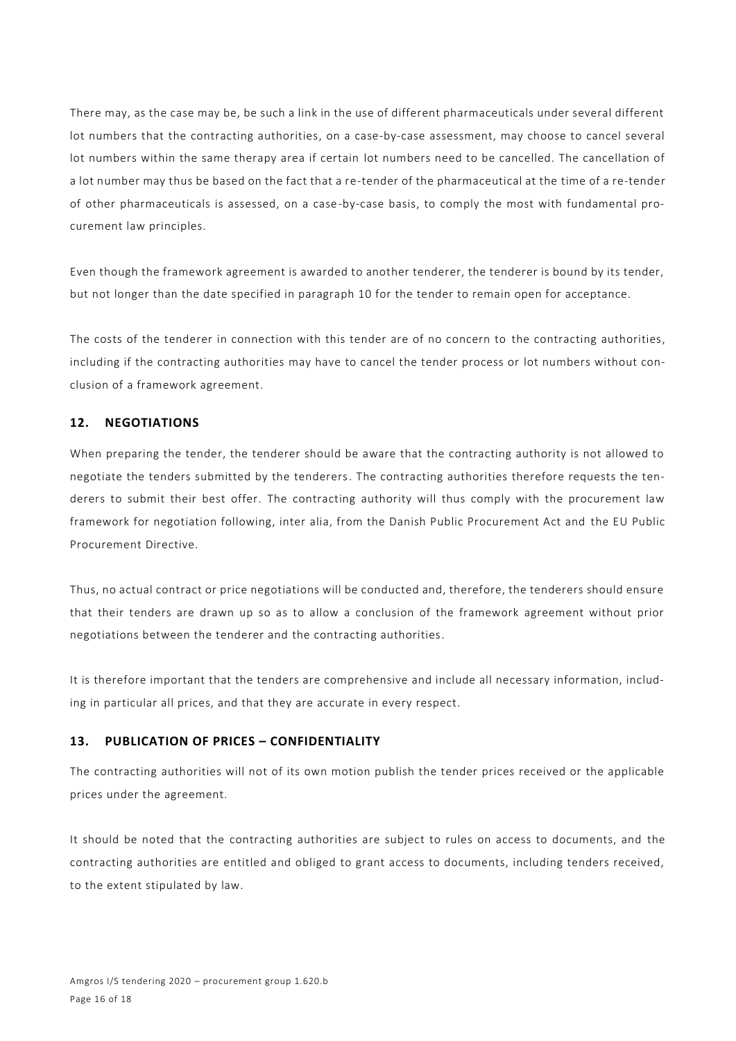There may, as the case may be, be such a link in the use of different pharmaceuticals under several different lot numbers that the contracting authorities, on a case-by-case assessment, may choose to cancel several lot numbers within the same therapy area if certain lot numbers need to be cancelled. The cancellation of a lot number may thus be based on the fact that a re-tender of the pharmaceutical at the time of a re-tender of other pharmaceuticals is assessed, on a case-by-case basis, to comply the most with fundamental procurement law principles.

Even though the framework agreement is awarded to another tenderer, the tenderer is bound by its tender, but not longer than the date specified in paragraph 10 for the tender to remain open for acceptance.

The costs of the tenderer in connection with this tender are of no concern to the contracting authorities, including if the contracting authorities may have to cancel the tender process or lot numbers without conclusion of a framework agreement.

## 12. NEGOTIATIONS

When preparing the tender, the tenderer should be aware that the contracting authority is not allowed to negotiate the tenders submitted by the tenderers. The contracting authorities therefore requests the tenderers to submit their best offer. The contracting authority will thus comply with the procurement law framework for negotiation following, inter alia, from the Danish Public Procurement Act and the EU Public Procurement Directive.

Thus, no actual contract or price negotiations will be conducted and, therefore, the tenderers should ensure that their tenders are drawn up so as to allow a conclusion of the framework agreement without prior negotiations between the tenderer and the contracting authorities.

It is therefore important that the tenders are comprehensive and include all necessary information, including in particular all prices, and that they are accurate in every respect.

## 13. PUBLICATION OF PRICES – CONFIDENTIALITY

The contracting authorities will not of its own motion publish the tender prices received or the applicable prices under the agreement.

It should be noted that the contracting authorities are subject to rules on access to documents, and the contracting authorities are entitled and obliged to grant access to documents, including tenders received, to the extent stipulated by law.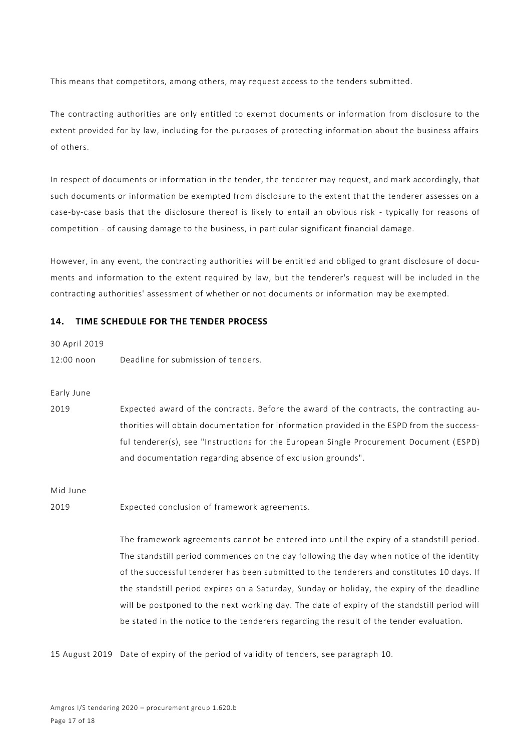This means that competitors, among others, may request access to the tenders submitted.

The contracting authorities are only entitled to exempt documents or information from disclosure to the extent provided for by law, including for the purposes of protecting information about the business affairs of others.

In respect of documents or information in the tender, the tenderer may request, and mark accordingly, that such documents or information be exempted from disclosure to the extent that the tenderer assesses on a case-by-case basis that the disclosure thereof is likely to entail an obvious risk - typically for reasons of competition - of causing damage to the business, in particular significant financial damage.

However, in any event, the contracting authorities will be entitled and obliged to grant disclosure of documents and information to the extent required by law, but the tenderer's request will be included in the contracting authorities' assessment of whether or not documents or information may be exempted.

## 14. TIME SCHEDULE FOR THE TENDER PROCESS

30 April 2019
12:00 noon — Deadline for submission of tenders.

Early June 2019 — Expected award of the contracts. Before the award of the contracts, the contracting authorities will obtain documentation for information provided in the ESPD from the successful tenderer(s), see "Instructions for the European Single Procurement Document (ESPD) and documentation regarding absence of exclusion grounds".

Mid June 2019 — Expected conclusion of framework agreements.

The framework agreements cannot be entered into until the expiry of a standstill period. The standstill period commences on the day following the day when notice of the identity of the successful tenderer has been submitted to the tenderers and constitutes 10 days. If the standstill period expires on a Saturday, Sunday or holiday, the expiry of the deadline will be postponed to the next working day. The date of expiry of the standstill period will be stated in the notice to the tenderers regarding the result of the tender evaluation.

15 August 2019 — Date of expiry of the period of validity of tenders, see paragraph 10.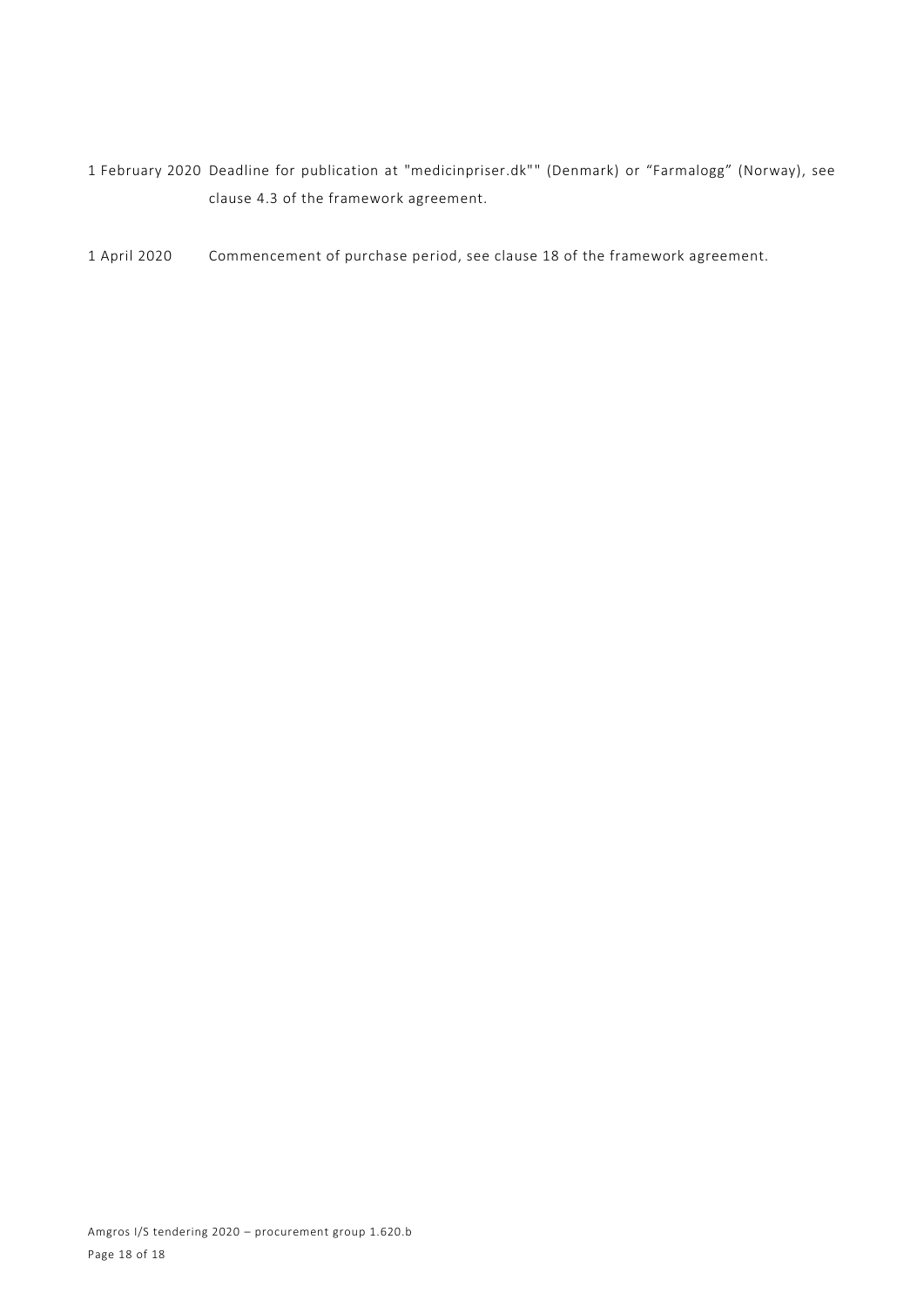| | |
|---|---|
| 1 February 2020 | Deadline for publication at "medicinpriser.dk"" (Denmark) or “Farmalogg” (Norway), see clause 4.3 of the framework agreement. |
| 1 April 2020 | Commencement of purchase period, see clause 18 of the framework agreement. |